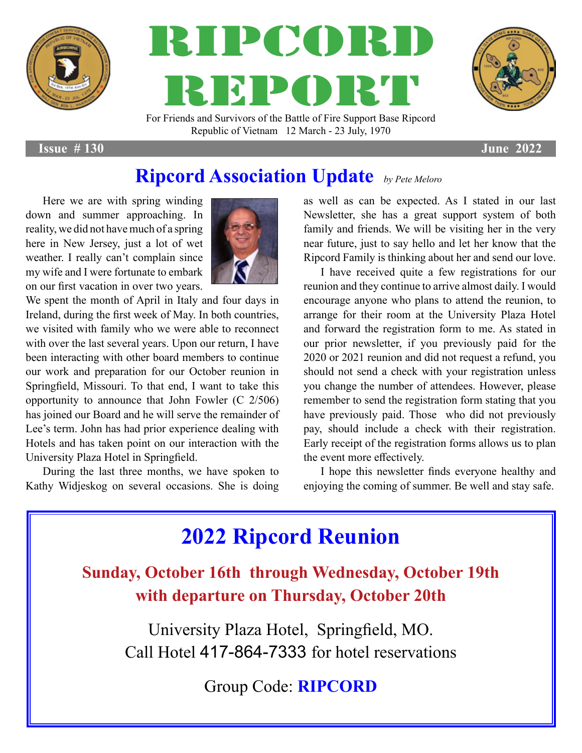# RIPCORD REPORT

For Friends and Survivors of the Battle of Fire Support Base Ripcord
Republic of Vietnam 12 March - 23 July, 1970

**Issue # 130** **June 2022**

## Ripcord Association Update *by Pete Meloro*

Here we are with spring winding down and summer approaching. In reality, we did not have much of a spring here in New Jersey, just a lot of wet weather. I really can't complain since my wife and I were fortunate to embark on our first vacation in over two years. We spent the month of April in Italy and four days in Ireland, during the first week of May. In both countries, we visited with family who we were able to reconnect with over the last several years. Upon our return, I have been interacting with other board members to continue our work and preparation for our October reunion in Springfield, Missouri. To that end, I want to take this opportunity to announce that John Fowler (C 2/506) has joined our Board and he will serve the remainder of Lee's term. John has had prior experience dealing with Hotels and has taken point on our interaction with the University Plaza Hotel in Springfield.

During the last three months, we have spoken to Kathy Widjeskog on several occasions. She is doing as well as can be expected. As I stated in our last Newsletter, she has a great support system of both family and friends. We will be visiting her in the very near future, just to say hello and let her know that the Ripcord Family is thinking about her and send our love.

I have received quite a few registrations for our reunion and they continue to arrive almost daily. I would encourage anyone who plans to attend the reunion, to arrange for their room at the University Plaza Hotel and forward the registration form to me. As stated in our prior newsletter, if you previously paid for the 2020 or 2021 reunion and did not request a refund, you should not send a check with your registration unless you change the number of attendees. However, please remember to send the registration form stating that you have previously paid. Those who did not previously pay, should include a check with their registration. Early receipt of the registration forms allows us to plan the event more effectively.

I hope this newsletter finds everyone healthy and enjoying the coming of summer. Be well and stay safe.

## 2022 Ripcord Reunion

**Sunday, October 16th through Wednesday, October 19th with departure on Thursday, October 20th**

University Plaza Hotel, Springfield, MO.
Call Hotel 417-864-7333 for hotel reservations

Group Code: **RIPCORD**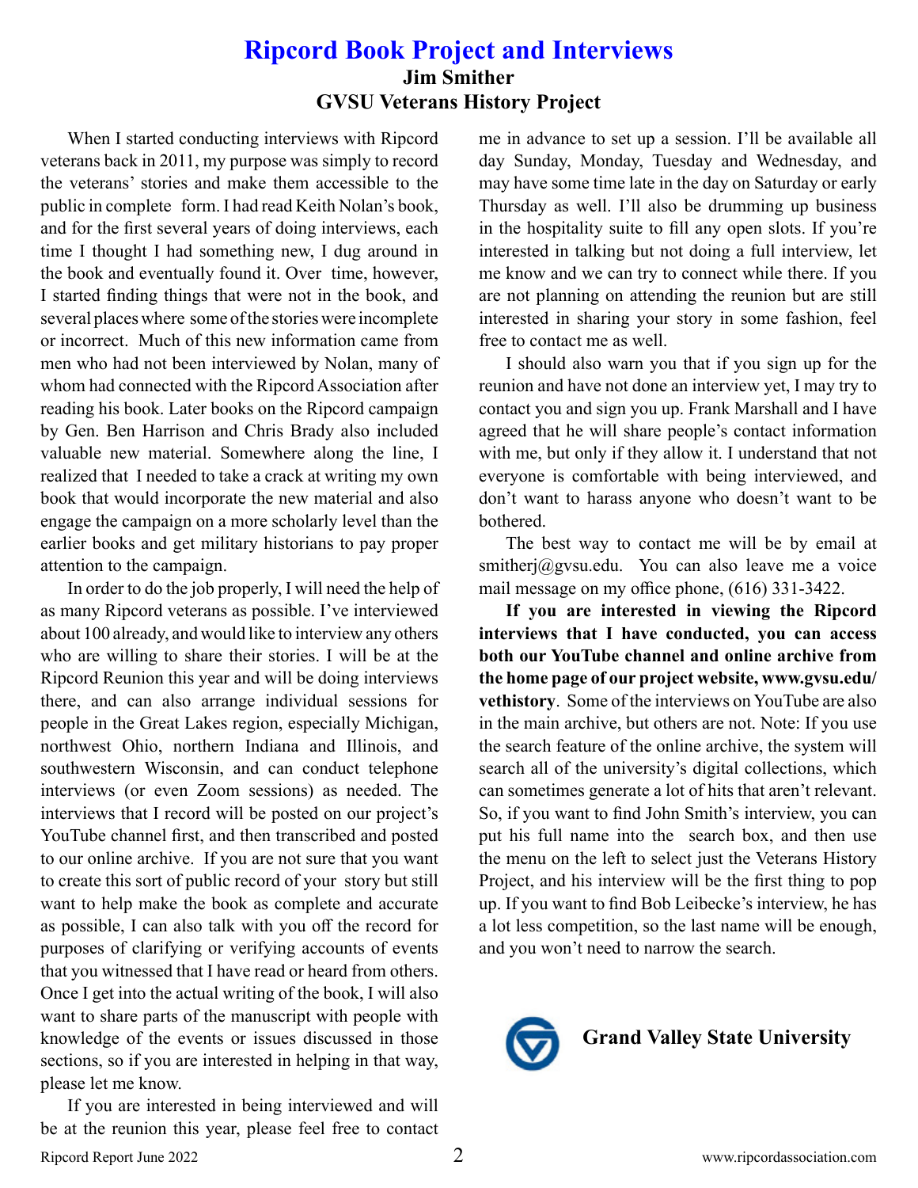# Ripcord Book Project and Interviews

**Jim Smither**
**GVSU Veterans History Project**

When I started conducting interviews with Ripcord veterans back in 2011, my purpose was simply to record the veterans' stories and make them accessible to the public in complete form. I had read Keith Nolan's book, and for the first several years of doing interviews, each time I thought I had something new, I dug around in the book and eventually found it. Over time, however, I started finding things that were not in the book, and several places where some of the stories were incomplete or incorrect. Much of this new information came from men who had not been interviewed by Nolan, many of whom had connected with the Ripcord Association after reading his book. Later books on the Ripcord campaign by Gen. Ben Harrison and Chris Brady also included valuable new material. Somewhere along the line, I realized that I needed to take a crack at writing my own book that would incorporate the new material and also engage the campaign on a more scholarly level than the earlier books and get military historians to pay proper attention to the campaign.

In order to do the job properly, I will need the help of as many Ripcord veterans as possible. I've interviewed about 100 already, and would like to interview any others who are willing to share their stories. I will be at the Ripcord Reunion this year and will be doing interviews there, and can also arrange individual sessions for people in the Great Lakes region, especially Michigan, northwest Ohio, northern Indiana and Illinois, and southwestern Wisconsin, and can conduct telephone interviews (or even Zoom sessions) as needed. The interviews that I record will be posted on our project's YouTube channel first, and then transcribed and posted to our online archive. If you are not sure that you want to create this sort of public record of your story but still want to help make the book as complete and accurate as possible, I can also talk with you off the record for purposes of clarifying or verifying accounts of events that you witnessed that I have read or heard from others. Once I get into the actual writing of the book, I will also want to share parts of the manuscript with people with knowledge of the events or issues discussed in those sections, so if you are interested in helping in that way, please let me know.

If you are interested in being interviewed and will be at the reunion this year, please feel free to contact me in advance to set up a session. I'll be available all day Sunday, Monday, Tuesday and Wednesday, and may have some time late in the day on Saturday or early Thursday as well. I'll also be drumming up business in the hospitality suite to fill any open slots. If you're interested in talking but not doing a full interview, let me know and we can try to connect while there. If you are not planning on attending the reunion but are still interested in sharing your story in some fashion, feel free to contact me as well.

I should also warn you that if you sign up for the reunion and have not done an interview yet, I may try to contact you and sign you up. Frank Marshall and I have agreed that he will share people's contact information with me, but only if they allow it. I understand that not everyone is comfortable with being interviewed, and don't want to harass anyone who doesn't want to be bothered.

The best way to contact me will be by email at smitherj@gvsu.edu. You can also leave me a voice mail message on my office phone, (616) 331-3422.

**If you are interested in viewing the Ripcord interviews that I have conducted, you can access both our YouTube channel and online archive from the home page of our project website, www.gvsu.edu/vethistory**. Some of the interviews on YouTube are also in the main archive, but others are not. Note: If you use the search feature of the online archive, the system will search all of the university's digital collections, which can sometimes generate a lot of hits that aren't relevant. So, if you want to find John Smith's interview, you can put his full name into the search box, and then use the menu on the left to select just the Veterans History Project, and his interview will be the first thing to pop up. If you want to find Bob Leibecke's interview, he has a lot less competition, so the last name will be enough, and you won't need to narrow the search.

**Grand Valley State University**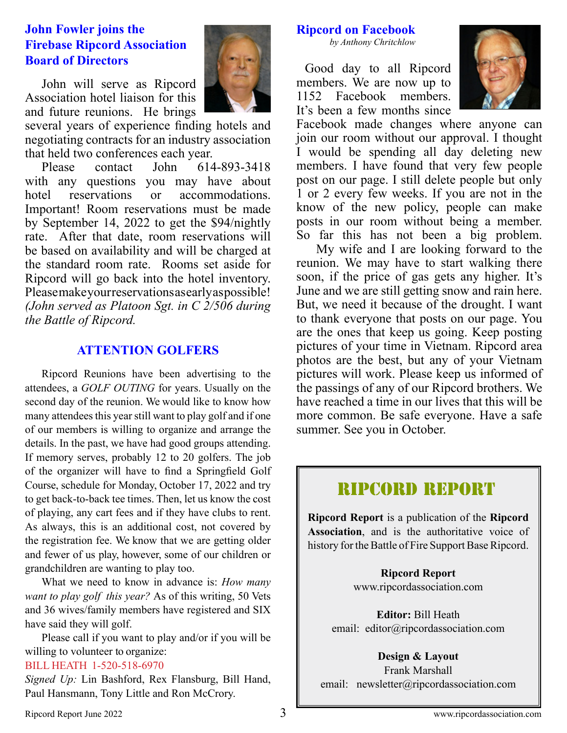## John Fowler joins the Firebase Ripcord Association Board of Directors

John will serve as Ripcord Association hotel liaison for this and future reunions. He brings several years of experience finding hotels and negotiating contracts for an industry association that held two conferences each year.

Please contact John 614-893-3418 with any questions you may have about hotel reservations or accommodations. Important! Room reservations must be made by September 14, 2022 to get the $94/nightly rate. After that date, room reservations will be based on availability and will be charged at the standard room rate. Rooms set aside for Ripcord will go back into the hotel inventory. Please make your reservations as early as possible! *(John served as Platoon Sgt. in C 2/506 during the Battle of Ripcord.*

## ATTENTION GOLFERS

Ripcord Reunions have been advertising to the attendees, a *GOLF OUTING* for years. Usually on the second day of the reunion. We would like to know how many attendees this year still want to play golf and if one of our members is willing to organize and arrange the details. In the past, we have had good groups attending. If memory serves, probably 12 to 20 golfers. The job of the organizer will have to find a Springfield Golf Course, schedule for Monday, October 17, 2022 and try to get back-to-back tee times. Then, let us know the cost of playing, any cart fees and if they have clubs to rent. As always, this is an additional cost, not covered by the registration fee. We know that we are getting older and fewer of us play, however, some of our children or grandchildren are wanting to play too.

What we need to know in advance is: *How many want to play golf this year?* As of this writing, 50 Vets and 36 wives/family members have registered and SIX have said they will golf.

Please call if you want to play and/or if you will be willing to volunteer to organize:

BILL HEATH 1-520-518-6970

*Signed Up:* Lin Bashford, Rex Flansburg, Bill Hand, Paul Hansmann, Tony Little and Ron McCrory.

## Ripcord on Facebook

*by Anthony Chritchlow*

Good day to all Ripcord members. We are now up to 1152 Facebook members. It's been a few months since Facebook made changes where anyone can join our room without our approval. I thought I would be spending all day deleting new members. I have found that very few people post on our page. I still delete people but only 1 or 2 every few weeks. If you are not in the know of the new policy, people can make posts in our room without being a member. So far this has not been a big problem.

My wife and I are looking forward to the reunion. We may have to start walking there soon, if the price of gas gets any higher. It's June and we are still getting snow and rain here. But, we need it because of the drought. I want to thank everyone that posts on our page. You are the ones that keep us going. Keep posting pictures of your time in Vietnam. Ripcord area photos are the best, but any of your Vietnam pictures will work. Please keep us informed of the passings of any of our Ripcord brothers. We have reached a time in our lives that this will be more common. Be safe everyone. Have a safe summer. See you in October.

## RIPCORD REPORT

**Ripcord Report** is a publication of the **Ripcord Association**, and is the authoritative voice of history for the Battle of Fire Support Base Ripcord.

**Ripcord Report**
www.ripcordassociation.com

**Editor:** Bill Heath
email: editor@ripcordassociation.com

**Design & Layout**
Frank Marshall
email: newsletter@ripcordassociation.com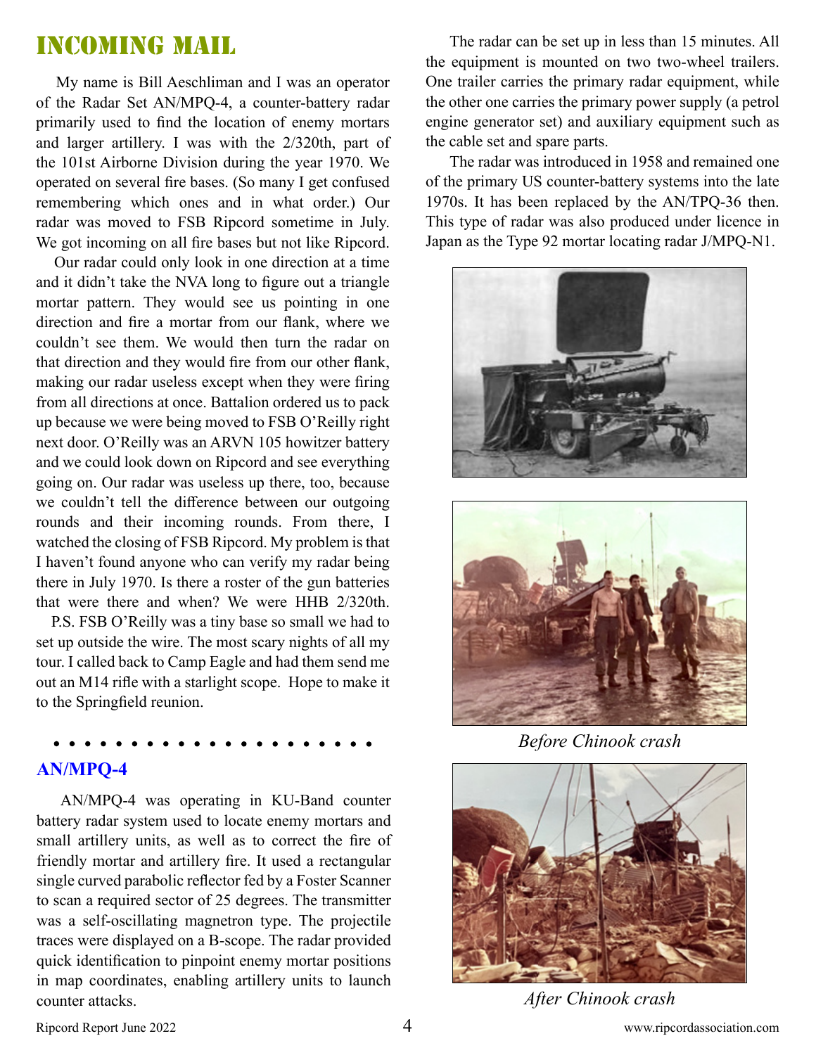# INCOMING MAIL

My name is Bill Aeschliman and I was an operator of the Radar Set AN/MPQ-4, a counter-battery radar primarily used to find the location of enemy mortars and larger artillery. I was with the 2/320th, part of the 101st Airborne Division during the year 1970. We operated on several fire bases. (So many I get confused remembering which ones and in what order.) Our radar was moved to FSB Ripcord sometime in July. We got incoming on all fire bases but not like Ripcord.

Our radar could only look in one direction at a time and it didn't take the NVA long to figure out a triangle mortar pattern. They would see us pointing in one direction and fire a mortar from our flank, where we couldn't see them. We would then turn the radar on that direction and they would fire from our other flank, making our radar useless except when they were firing from all directions at once. Battalion ordered us to pack up because we were being moved to FSB O'Reilly right next door. O'Reilly was an ARVN 105 howitzer battery and we could look down on Ripcord and see everything going on. Our radar was useless up there, too, because we couldn't tell the difference between our outgoing rounds and their incoming rounds. From there, I watched the closing of FSB Ripcord. My problem is that I haven't found anyone who can verify my radar being there in July 1970. Is there a roster of the gun batteries that were there and when? We were HHB 2/320th.

P.S. FSB O'Reilly was a tiny base so small we had to set up outside the wire. The most scary nights of all my tour. I called back to Camp Eagle and had them send me out an M14 rifle with a starlight scope. Hope to make it to the Springfield reunion.

## AN/MPQ-4

AN/MPQ-4 was operating in KU-Band counter battery radar system used to locate enemy mortars and small artillery units, as well as to correct the fire of friendly mortar and artillery fire. It used a rectangular single curved parabolic reflector fed by a Foster Scanner to scan a required sector of 25 degrees. The transmitter was a self-oscillating magnetron type. The projectile traces were displayed on a B-scope. The radar provided quick identification to pinpoint enemy mortar positions in map coordinates, enabling artillery units to launch counter attacks.

The radar can be set up in less than 15 minutes. All the equipment is mounted on two two-wheel trailers. One trailer carries the primary radar equipment, while the other one carries the primary power supply (a petrol engine generator set) and auxiliary equipment such as the cable set and spare parts.

The radar was introduced in 1958 and remained one of the primary US counter-battery systems into the late 1970s. It has been replaced by the AN/TPQ-36 then. This type of radar was also produced under licence in Japan as the Type 92 mortar locating radar J/MPQ-N1.

*Before Chinook crash*

*After Chinook crash*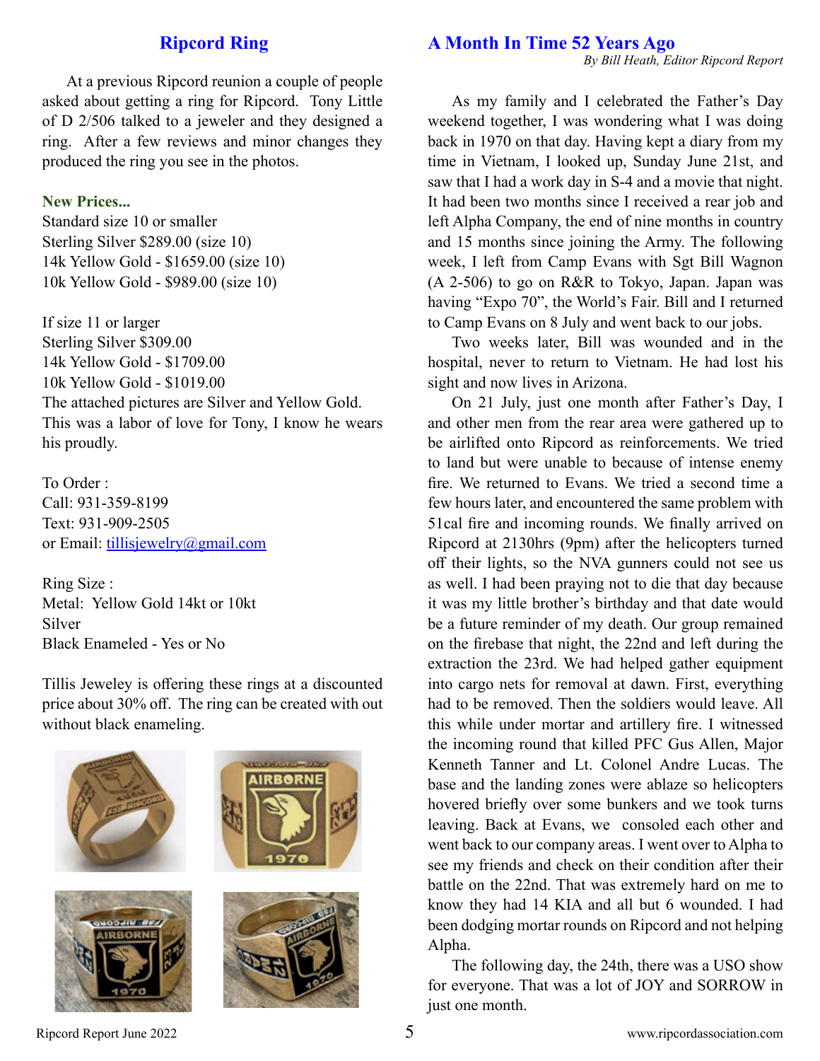## Ripcord Ring

At a previous Ripcord reunion a couple of people asked about getting a ring for Ripcord. Tony Little of D 2/506 talked to a jeweler and they designed a ring. After a few reviews and minor changes they produced the ring you see in the photos.

**New Prices...**

Standard size 10 or smaller
Sterling Silver $289.00 (size 10)
14k Yellow Gold - $1659.00 (size 10)
10k Yellow Gold - $989.00 (size 10)

If size 11 or larger
Sterling Silver $309.00
14k Yellow Gold - $1709.00
10k Yellow Gold - $1019.00
The attached pictures are Silver and Yellow Gold. This was a labor of love for Tony, I know he wears his proudly.

To Order :
Call: 931-359-8199
Text: 931-909-2505
or Email: tillisjewelry@gmail.com

Ring Size :
Metal: Yellow Gold 14kt or 10kt
Silver
Black Enameled - Yes or No

Tillis Jeweley is offering these rings at a discounted price about 30% off. The ring can be created with out without black enameling.

## A Month In Time 52 Years Ago

*By Bill Heath, Editor Ripcord Report*

As my family and I celebrated the Father's Day weekend together, I was wondering what I was doing back in 1970 on that day. Having kept a diary from my time in Vietnam, I looked up, Sunday June 21st, and saw that I had a work day in S-4 and a movie that night. It had been two months since I received a rear job and left Alpha Company, the end of nine months in country and 15 months since joining the Army. The following week, I left from Camp Evans with Sgt Bill Wagnon (A 2-506) to go on R&R to Tokyo, Japan. Japan was having "Expo 70", the World's Fair. Bill and I returned to Camp Evans on 8 July and went back to our jobs.

Two weeks later, Bill was wounded and in the hospital, never to return to Vietnam. He had lost his sight and now lives in Arizona.

On 21 July, just one month after Father's Day, I and other men from the rear area were gathered up to be airlifted onto Ripcord as reinforcements. We tried to land but were unable to because of intense enemy fire. We returned to Evans. We tried a second time a few hours later, and encountered the same problem with 51cal fire and incoming rounds. We finally arrived on Ripcord at 2130hrs (9pm) after the helicopters turned off their lights, so the NVA gunners could not see us as well. I had been praying not to die that day because it was my little brother's birthday and that date would be a future reminder of my death. Our group remained on the firebase that night, the 22nd and left during the extraction the 23rd. We had helped gather equipment into cargo nets for removal at dawn. First, everything had to be removed. Then the soldiers would leave. All this while under mortar and artillery fire. I witnessed the incoming round that killed PFC Gus Allen, Major Kenneth Tanner and Lt. Colonel Andre Lucas. The base and the landing zones were ablaze so helicopters hovered briefly over some bunkers and we took turns leaving. Back at Evans, we consoled each other and went back to our company areas. I went over to Alpha to see my friends and check on their condition after their battle on the 22nd. That was extremely hard on me to know they had 14 KIA and all but 6 wounded. I had been dodging mortar rounds on Ripcord and not helping Alpha.

The following day, the 24th, there was a USO show for everyone. That was a lot of JOY and SORROW in just one month.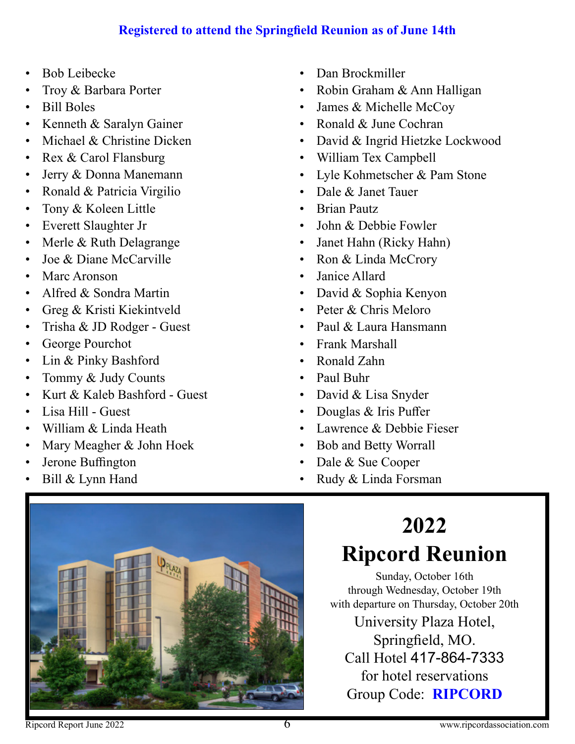## Registered to attend the Springfield Reunion as of June 14th

- Bob Leibecke
- Troy & Barbara Porter
- Bill Boles
- Kenneth & Saralyn Gainer
- Michael & Christine Dicken
- Rex & Carol Flansburg
- Jerry & Donna Manemann
- Ronald & Patricia Virgilio
- Tony & Koleen Little
- Everett Slaughter Jr
- Merle & Ruth Delagrange
- Joe & Diane McCarville
- Marc Aronson
- Alfred & Sondra Martin
- Greg & Kristi Kiekintveld
- Trisha & JD Rodger - Guest
- George Pourchot
- Lin & Pinky Bashford
- Tommy & Judy Counts
- Kurt & Kaleb Bashford - Guest
- Lisa Hill - Guest
- William & Linda Heath
- Mary Meagher & John Hoek
- Jerone Buffington
- Bill & Lynn Hand
- Dan Brockmiller
- Robin Graham & Ann Halligan
- James & Michelle McCoy
- Ronald & June Cochran
- David & Ingrid Hietzke Lockwood
- William Tex Campbell
- Lyle Kohmetscher & Pam Stone
- Dale & Janet Tauer
- Brian Pautz
- John & Debbie Fowler
- Janet Hahn (Ricky Hahn)
- Ron & Linda McCrory
- Janice Allard
- David & Sophia Kenyon
- Peter & Chris Meloro
- Paul & Laura Hansmann
- Frank Marshall
- Ronald Zahn
- Paul Buhr
- David & Lisa Snyder
- Douglas & Iris Puffer
- Lawrence & Debbie Fieser
- Bob and Betty Worrall
- Dale & Sue Cooper
- Rudy & Linda Forsman

# 2022
# Ripcord Reunion

Sunday, October 16th
through Wednesday, October 19th
with departure on Thursday, October 20th

University Plaza Hotel,
Springfield, MO.
Call Hotel 417-864-7333
for hotel reservations
Group Code: **RIPCORD**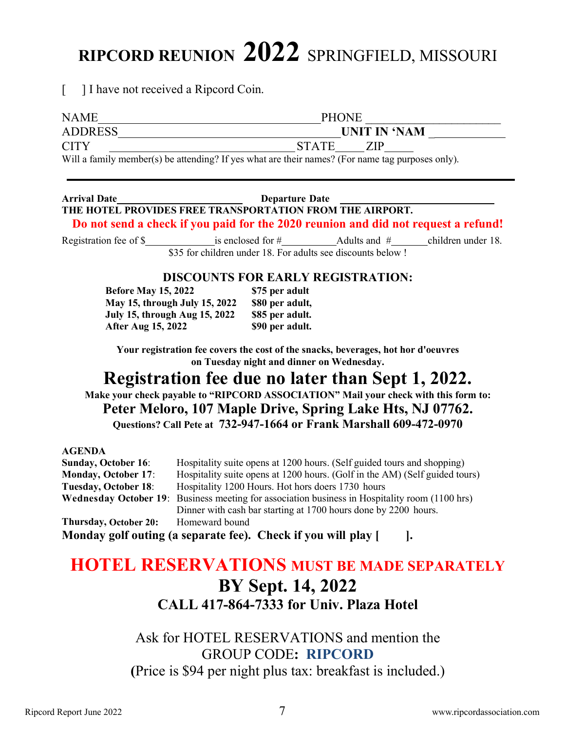# RIPCORD REUNION 2022 SPRINGFIELD, MISSOURI

[ ] I have not received a Ripcord Coin.

NAME_____________________________________PHONE ______________________

ADDRESS____________________________________**UNIT IN 'NAM** ____________

CITY _______________________________STATE_____ZIP_____

Will a family member(s) be attending? If yes what are their names? (For name tag purposes only).

---

**Arrival Date**______________________ **Departure Date** ___________________________

**THE HOTEL PROVIDES FREE TRANSPORTATION FROM THE AIRPORT.**

**Do not send a check if you paid for the 2020 reunion and did not request a refund!**

Registration fee of $_____________is enclosed for #__________Adults and #_______children under 18.

$35 for children under 18. For adults see discounts below !

## DISCOUNTS FOR EARLY REGISTRATION:

| | |
|---|---|
| **Before May 15, 2022** | **$75 per adult** |
| **May 15, through July 15, 2022** | **$80 per adult,** |
| **July 15, through Aug 15, 2022** | **$85 per adult.** |
| **After Aug 15, 2022** | **$90 per adult.** |

**Your registration fee covers the cost of the snacks, beverages, hot hor d'oeuvres on Tuesday night and dinner on Wednesday.**

## Registration fee due no later than Sept 1, 2022.

**Make your check payable to "RIPCORD ASSOCIATION" Mail your check with this form to:**

**Peter Meloro, 107 Maple Drive, Spring Lake Hts, NJ 07762.**

**Questions? Call Pete at 732-947-1664 or Frank Marshall 609-472-0970**

**AGENDA**

| | |
|---|---|
| **Sunday, October 16**: | Hospitality suite opens at 1200 hours. (Self guided tours and shopping) |
| **Monday, October 17**: | Hospitality suite opens at 1200 hours. (Golf in the AM) (Self guided tours) |
| **Tuesday, October 18**: | Hospitality 1200 Hours. Hot hors doers 1730 hours |
| **Wednesday October 19**: | Business meeting for association business in Hospitality room (1100 hrs) Dinner with cash bar starting at 1700 hours done by 2200 hours. |
| **Thursday, October 20:** | Homeward bound |

**Monday golf outing (a separate fee). Check if you will play [ ].**

## HOTEL RESERVATIONS MUST BE MADE SEPARATELY

## BY Sept. 14, 2022

### CALL 417-864-7333 for Univ. Plaza Hotel

Ask for HOTEL RESERVATIONS and mention the GROUP CODE**: RIPCORD**

**(**Price is $94 per night plus tax: breakfast is included.)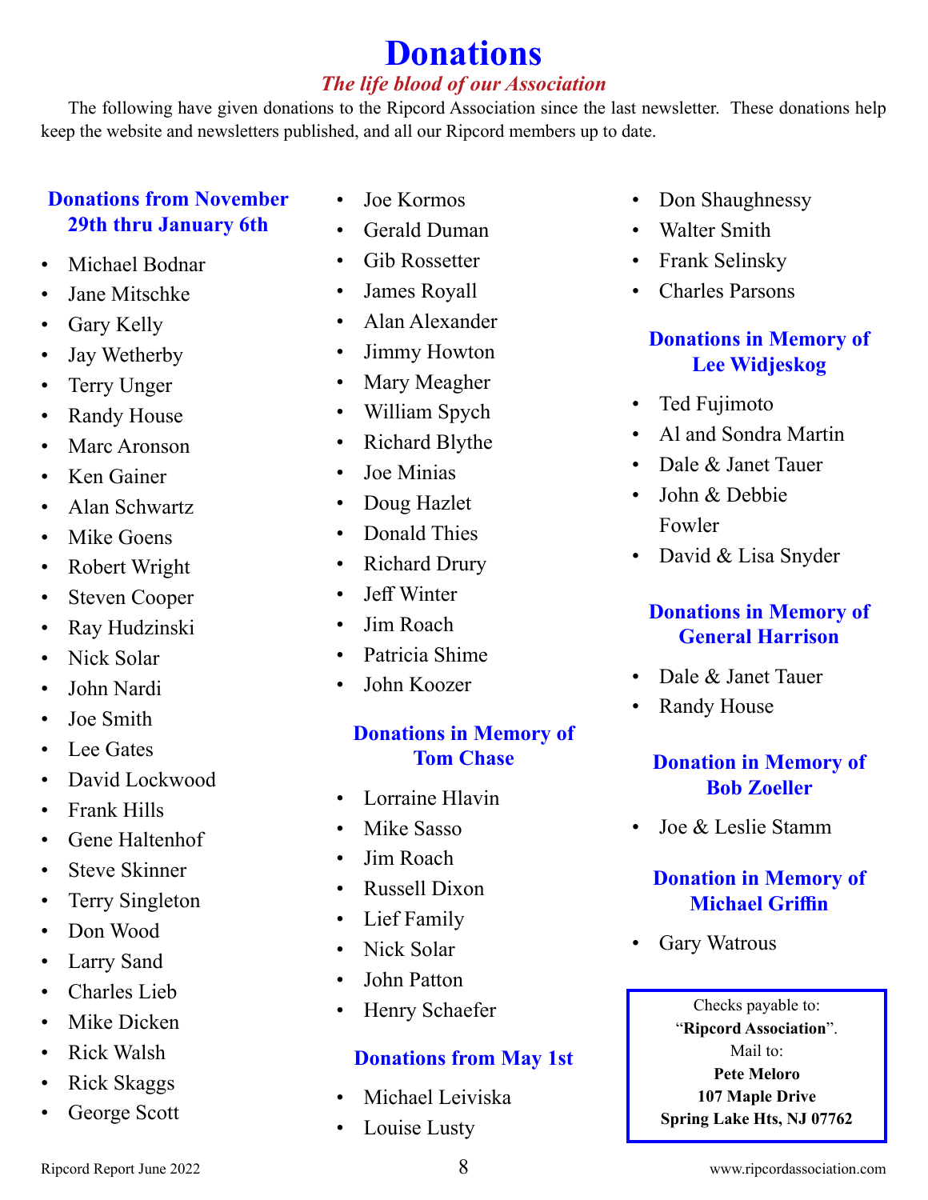# Donations

*The life blood of our Association*

The following have given donations to the Ripcord Association since the last newsletter. These donations help keep the website and newsletters published, and all our Ripcord members up to date.

### Donations from November 29th thru January 6th

- Michael Bodnar
- Jane Mitschke
- Gary Kelly
- Jay Wetherby
- Terry Unger
- Randy House
- Marc Aronson
- Ken Gainer
- Alan Schwartz
- Mike Goens
- Robert Wright
- Steven Cooper
- Ray Hudzinski
- Nick Solar
- John Nardi
- Joe Smith
- Lee Gates
- David Lockwood
- Frank Hills
- Gene Haltenhof
- Steve Skinner
- Terry Singleton
- Don Wood
- Larry Sand
- Charles Lieb
- Mike Dicken
- Rick Walsh
- Rick Skaggs
- George Scott
- Joe Kormos
- Gerald Duman
- Gib Rossetter
- James Royall
- Alan Alexander
- Jimmy Howton
- Mary Meagher
- William Spych
- Richard Blythe
- Joe Minias
- Doug Hazlet
- Donald Thies
- Richard Drury
- Jeff Winter
- Jim Roach
- Patricia Shime
- John Koozer

### Donations in Memory of Tom Chase

- Lorraine Hlavin
- Mike Sasso
- Jim Roach
- Russell Dixon
- Lief Family
- Nick Solar
- John Patton
- Henry Schaefer

### Donations from May 1st

- Michael Leiviska
- Louise Lusty
- Don Shaughnessy
- Walter Smith
- Frank Selinsky
- Charles Parsons

### Donations in Memory of Lee Widjeskog

- Ted Fujimoto
- Al and Sondra Martin
- Dale & Janet Tauer
- John & Debbie Fowler
- David & Lisa Snyder

### Donations in Memory of General Harrison

- Dale & Janet Tauer
- Randy House

### Donation in Memory of Bob Zoeller

- Joe & Leslie Stamm

### Donation in Memory of Michael Griffin

- Gary Watrous

Checks payable to: **"Ripcord Association"**. Mail to:
**Pete Meloro**
**107 Maple Drive**
**Spring Lake Hts, NJ 07762**